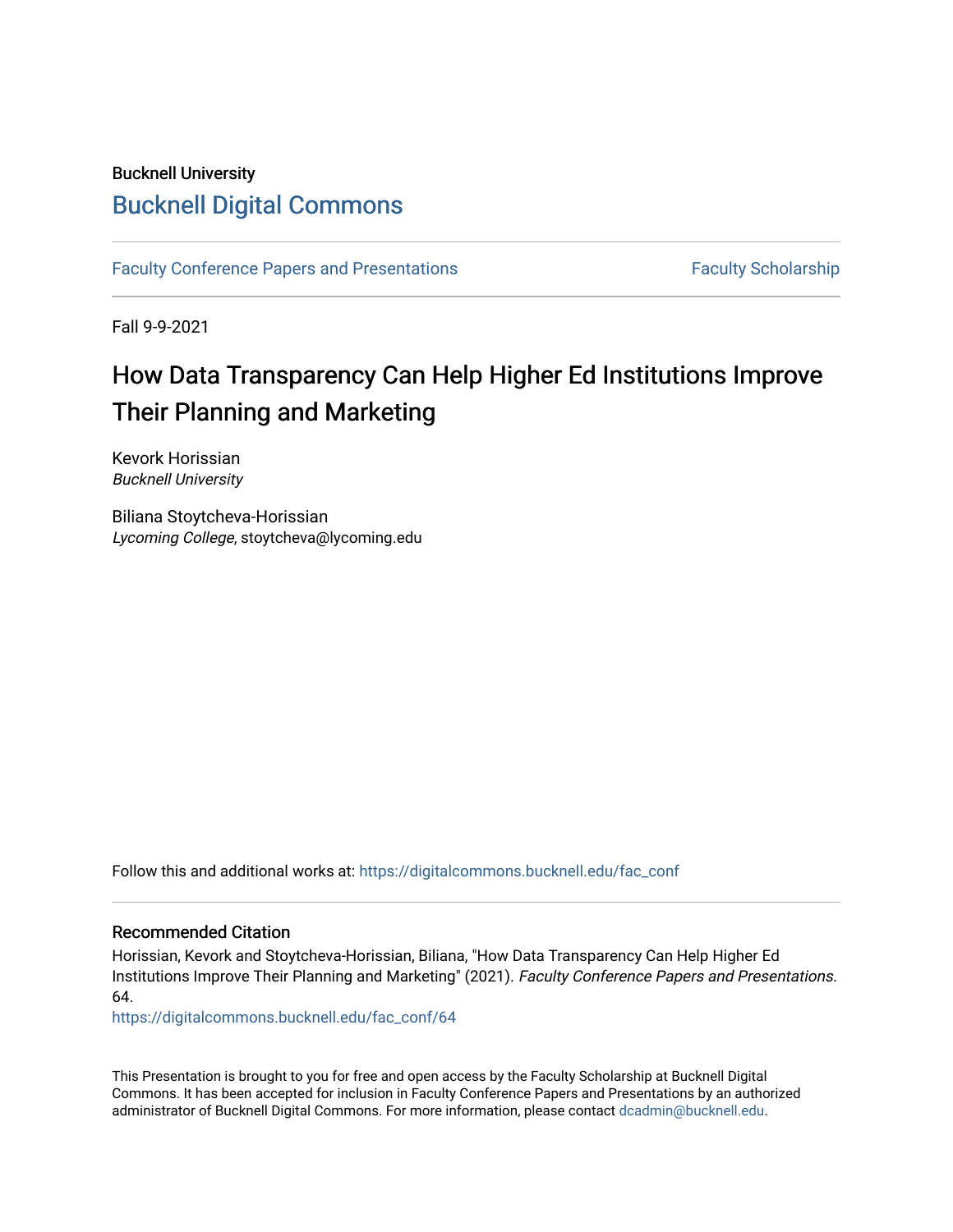Bucknell University

# Bucknell Digital Commons

Faculty Conference Papers and Presentations

Faculty Scholarship

Fall 9-9-2021

## How Data Transparency Can Help Higher Ed Institutions Improve Their Planning and Marketing

Kevork Horissian
*Bucknell University*

Biliana Stoytcheva-Horissian
*Lycoming College*, stoytcheva@lycoming.edu

Follow this and additional works at: https://digitalcommons.bucknell.edu/fac_conf

### Recommended Citation

Horissian, Kevork and Stoytcheva-Horissian, Biliana, "How Data Transparency Can Help Higher Ed Institutions Improve Their Planning and Marketing" (2021). *Faculty Conference Papers and Presentations*. 64.
https://digitalcommons.bucknell.edu/fac_conf/64

This Presentation is brought to you for free and open access by the Faculty Scholarship at Bucknell Digital Commons. It has been accepted for inclusion in Faculty Conference Papers and Presentations by an authorized administrator of Bucknell Digital Commons. For more information, please contact dcadmin@bucknell.edu.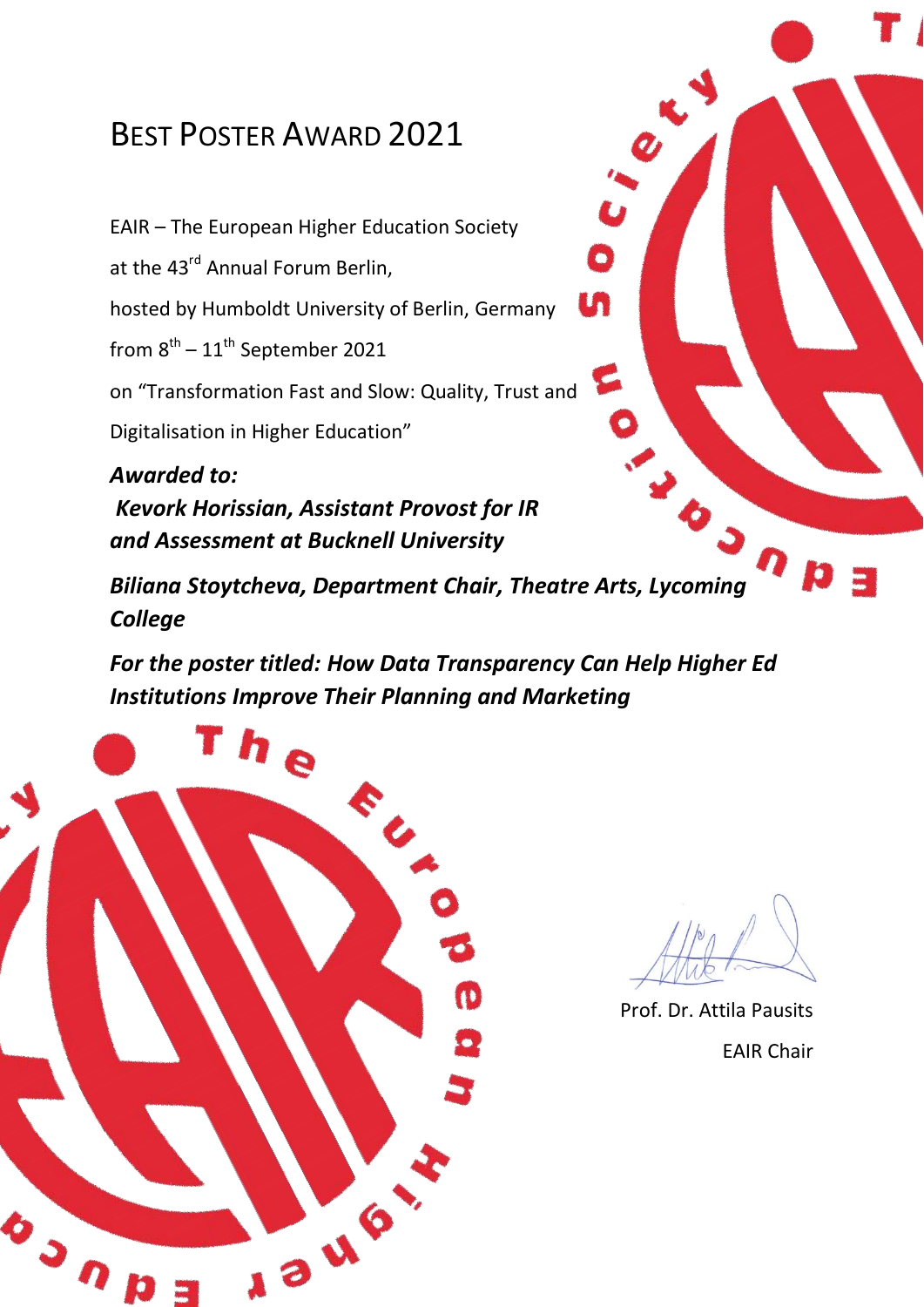# Best Poster Award 2021

EAIR – The European Higher Education Society

at the 43rd Annual Forum Berlin,

hosted by Humboldt University of Berlin, Germany

from 8th – 11th September 2021

on "Transformation Fast and Slow: Quality, Trust and Digitalisation in Higher Education"

***Awarded to:***

***Kevork Horissian, Assistant Provost for IR and Assessment at Bucknell University***

***Biliana Stoytcheva, Department Chair, Theatre Arts, Lycoming College***

***For the poster titled: How Data Transparency Can Help Higher Ed Institutions Improve Their Planning and Marketing***

Prof. Dr. Attila Pausits

EAIR Chair